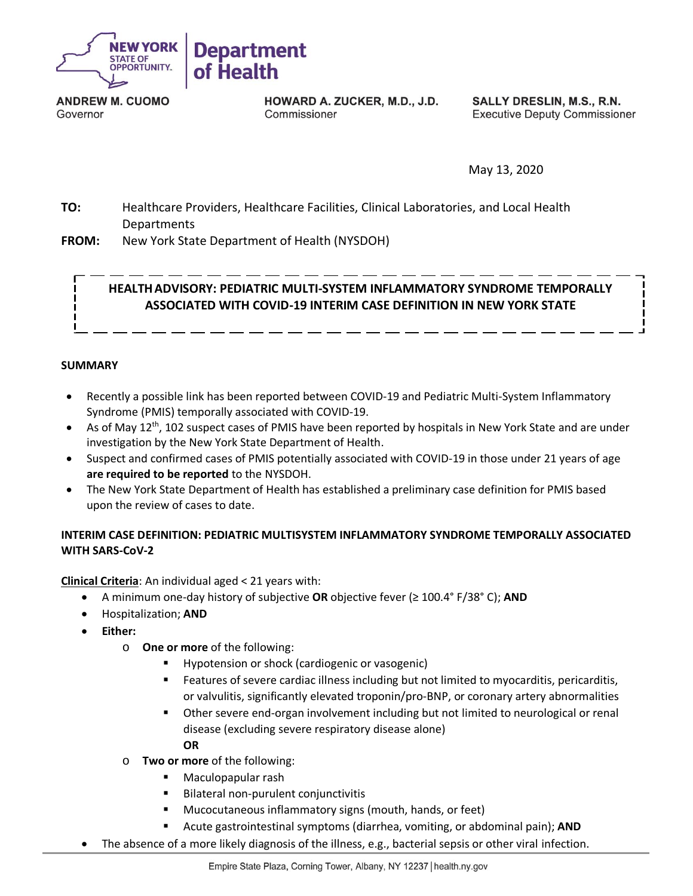**NEW YORK STATE OF OPPORTUNITY. | Department of Health**

**ANDREW M. CUOMO**
Governor

**HOWARD A. ZUCKER, M.D., J.D.**
Commissioner

**SALLY DRESLIN, M.S., R.N.**
Executive Deputy Commissioner

May 13, 2020

**TO:** Healthcare Providers, Healthcare Facilities, Clinical Laboratories, and Local Health Departments

**FROM:** New York State Department of Health (NYSDOH)

## HEALTH ADVISORY: PEDIATRIC MULTI-SYSTEM INFLAMMATORY SYNDROME TEMPORALLY ASSOCIATED WITH COVID-19 INTERIM CASE DEFINITION IN NEW YORK STATE

### SUMMARY

- Recently a possible link has been reported between COVID-19 and Pediatric Multi-System Inflammatory Syndrome (PMIS) temporally associated with COVID-19.
- As of May 12th, 102 suspect cases of PMIS have been reported by hospitals in New York State and are under investigation by the New York State Department of Health.
- Suspect and confirmed cases of PMIS potentially associated with COVID-19 in those under 21 years of age **are required to be reported** to the NYSDOH.
- The New York State Department of Health has established a preliminary case definition for PMIS based upon the review of cases to date.

### INTERIM CASE DEFINITION: PEDIATRIC MULTISYSTEM INFLAMMATORY SYNDROME TEMPORALLY ASSOCIATED WITH SARS-CoV-2

**Clinical Criteria**: An individual aged < 21 years with:

- A minimum one-day history of subjective **OR** objective fever (≥ 100.4° F/38° C); **AND**
- Hospitalization; **AND**
- **Either:**
  - **One or more** of the following:
    - Hypotension or shock (cardiogenic or vasogenic)
    - Features of severe cardiac illness including but not limited to myocarditis, pericarditis, or valvulitis, significantly elevated troponin/pro-BNP, or coronary artery abnormalities
    - Other severe end-organ involvement including but not limited to neurological or renal disease (excluding severe respiratory disease alone)

      **OR**
  - **Two or more** of the following:
    - Maculopapular rash
    - Bilateral non-purulent conjunctivitis
    - Mucocutaneous inflammatory signs (mouth, hands, or feet)
    - Acute gastrointestinal symptoms (diarrhea, vomiting, or abdominal pain); **AND**
- The absence of a more likely diagnosis of the illness, e.g., bacterial sepsis or other viral infection.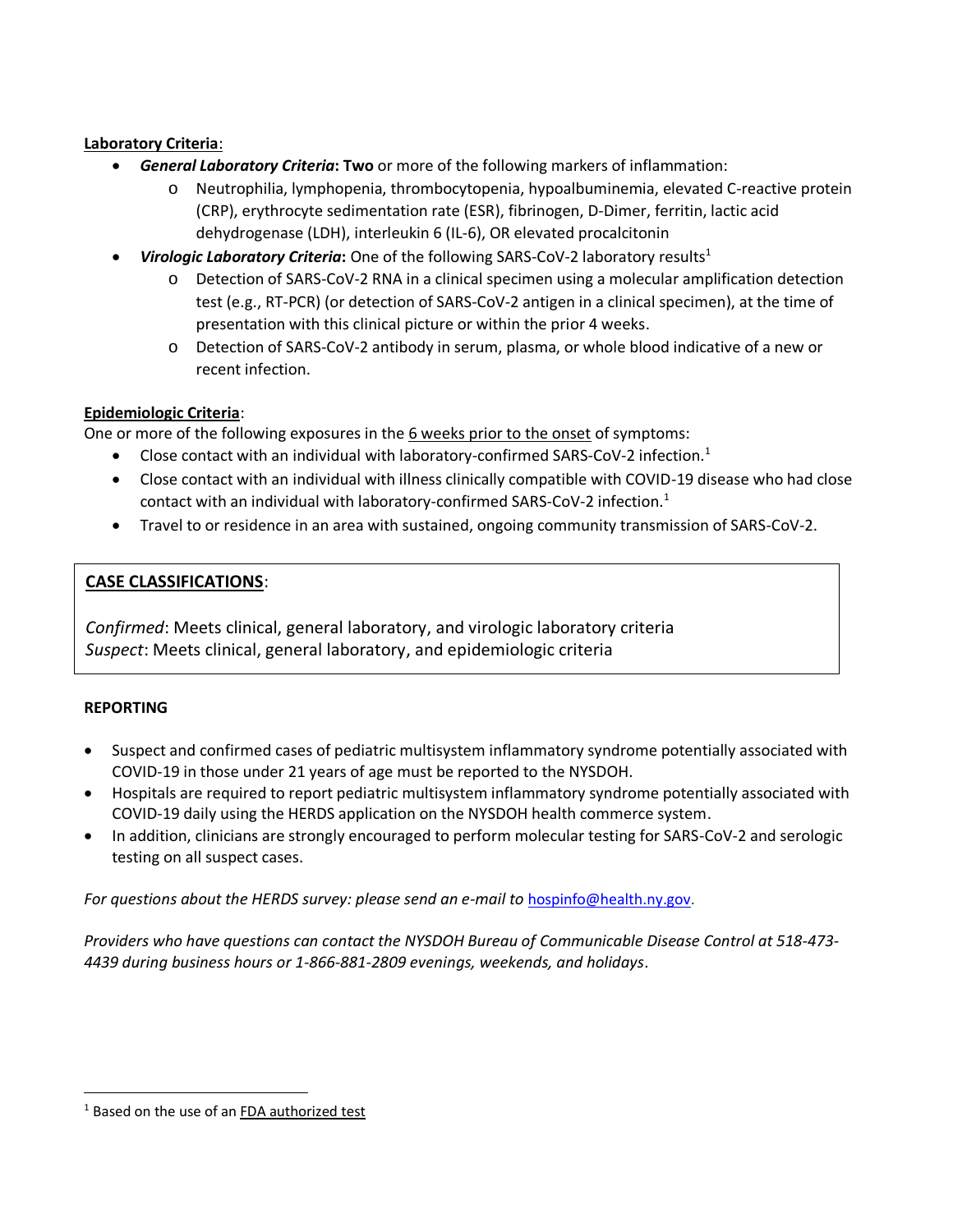**Laboratory Criteria**:

- ***General Laboratory Criteria*: Two** or more of the following markers of inflammation:
  - Neutrophilia, lymphopenia, thrombocytopenia, hypoalbuminemia, elevated C-reactive protein (CRP), erythrocyte sedimentation rate (ESR), fibrinogen, D-Dimer, ferritin, lactic acid dehydrogenase (LDH), interleukin 6 (IL-6), OR elevated procalcitonin
- ***Virologic Laboratory Criteria*:** One of the following SARS-CoV-2 laboratory results[1]
  - Detection of SARS-CoV-2 RNA in a clinical specimen using a molecular amplification detection test (e.g., RT-PCR) (or detection of SARS-CoV-2 antigen in a clinical specimen), at the time of presentation with this clinical picture or within the prior 4 weeks.
  - Detection of SARS-CoV-2 antibody in serum, plasma, or whole blood indicative of a new or recent infection.

**Epidemiologic Criteria**:

One or more of the following exposures in the 6 weeks prior to the onset of symptoms:

- Close contact with an individual with laboratory-confirmed SARS-CoV-2 infection.[1]
- Close contact with an individual with illness clinically compatible with COVID-19 disease who had close contact with an individual with laboratory-confirmed SARS-CoV-2 infection.[1]
- Travel to or residence in an area with sustained, ongoing community transmission of SARS-CoV-2.

**CASE CLASSIFICATIONS**:

*Confirmed*: Meets clinical, general laboratory, and virologic laboratory criteria
*Suspect*: Meets clinical, general laboratory, and epidemiologic criteria

**REPORTING**

- Suspect and confirmed cases of pediatric multisystem inflammatory syndrome potentially associated with COVID-19 in those under 21 years of age must be reported to the NYSDOH.
- Hospitals are required to report pediatric multisystem inflammatory syndrome potentially associated with COVID-19 daily using the HERDS application on the NYSDOH health commerce system.
- In addition, clinicians are strongly encouraged to perform molecular testing for SARS-CoV-2 and serologic testing on all suspect cases.

*For questions about the HERDS survey: please send an e-mail to* hospinfo@health.ny.gov.

*Providers who have questions can contact the NYSDOH Bureau of Communicable Disease Control at 518-473-4439 during business hours or 1-866-881-2809 evenings, weekends, and holidays*.

---

[1] Based on the use of an FDA authorized test